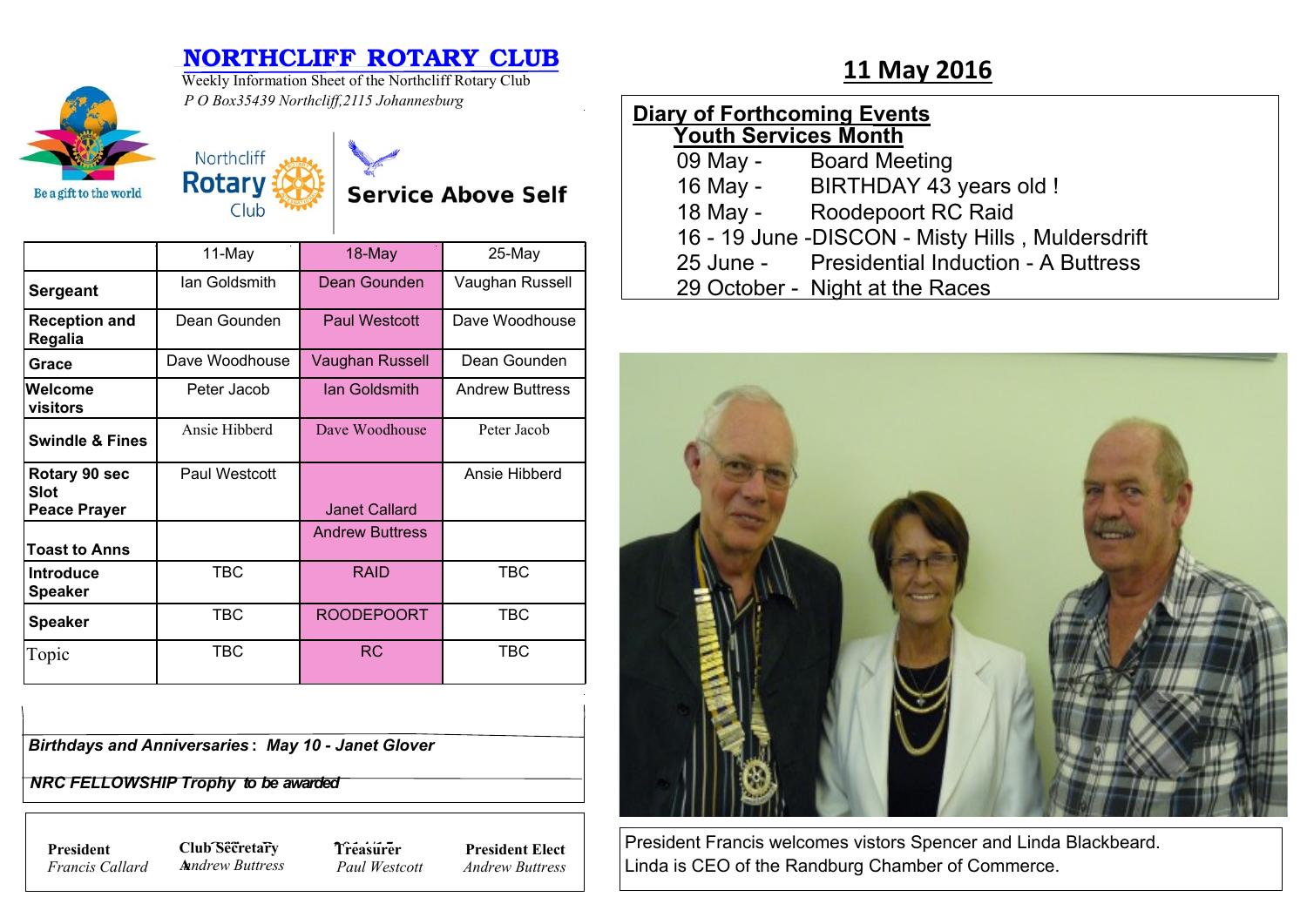# NORTHCLIFF ROTARY CLUB

Weekly Information Sheet of the Northcliff Rotary Club

*P O Box35439 Northcliff,2115 Johannesburg*

Be a gift to the world

Northcliff Rotary Club

**Service Above Self**

## 11 May 2016

| | 11-May | 18-May | 25-May |
|---|---|---|---|
| **Sergeant** | Ian Goldsmith | Dean Gounden | Vaughan Russell |
| **Reception and Regalia** | Dean Gounden | Paul Westcott | Dave Woodhouse |
| **Grace** | Dave Woodhouse | Vaughan Russell | Dean Gounden |
| **Welcome visitors** | Peter Jacob | Ian Goldsmith | Andrew Buttress |
| **Swindle & Fines** | Ansie Hibberd | Dave Woodhouse | Peter Jacob |
| **Rotary 90 sec Slot Peace Prayer** | Paul Westcott | Janet Callard | Ansie Hibberd |
| **Toast to Anns** | | Andrew Buttress | |
| **Introduce Speaker** | TBC | RAID | TBC |
| **Speaker** | TBC | ROODEPOORT | TBC |
| Topic | TBC | RC | TBC |

***Birthdays and Anniversaries*: *May 10 - Janet Glover***

***NRC FELLOWSHIP Trophy to be awarded***

| **President** | **Club Secretary** | **Treasurer** | **President Elect** |
|---|---|---|---|
| *Francis Callard* | *Andrew Buttress* | *Paul Westcott* | *Andrew Buttress* |

**Diary of Forthcoming Events**

**Youth Services Month**

- 09 May - Board Meeting
- 16 May - BIRTHDAY 43 years old !
- 18 May - Roodepoort RC Raid
- 16 - 19 June - DISCON - Misty Hills , Muldersdrift
- 25 June - Presidential Induction - A Buttress
- 29 October - Night at the Races

President Francis welcomes vistors Spencer and Linda Blackbeard. Linda is CEO of the Randburg Chamber of Commerce.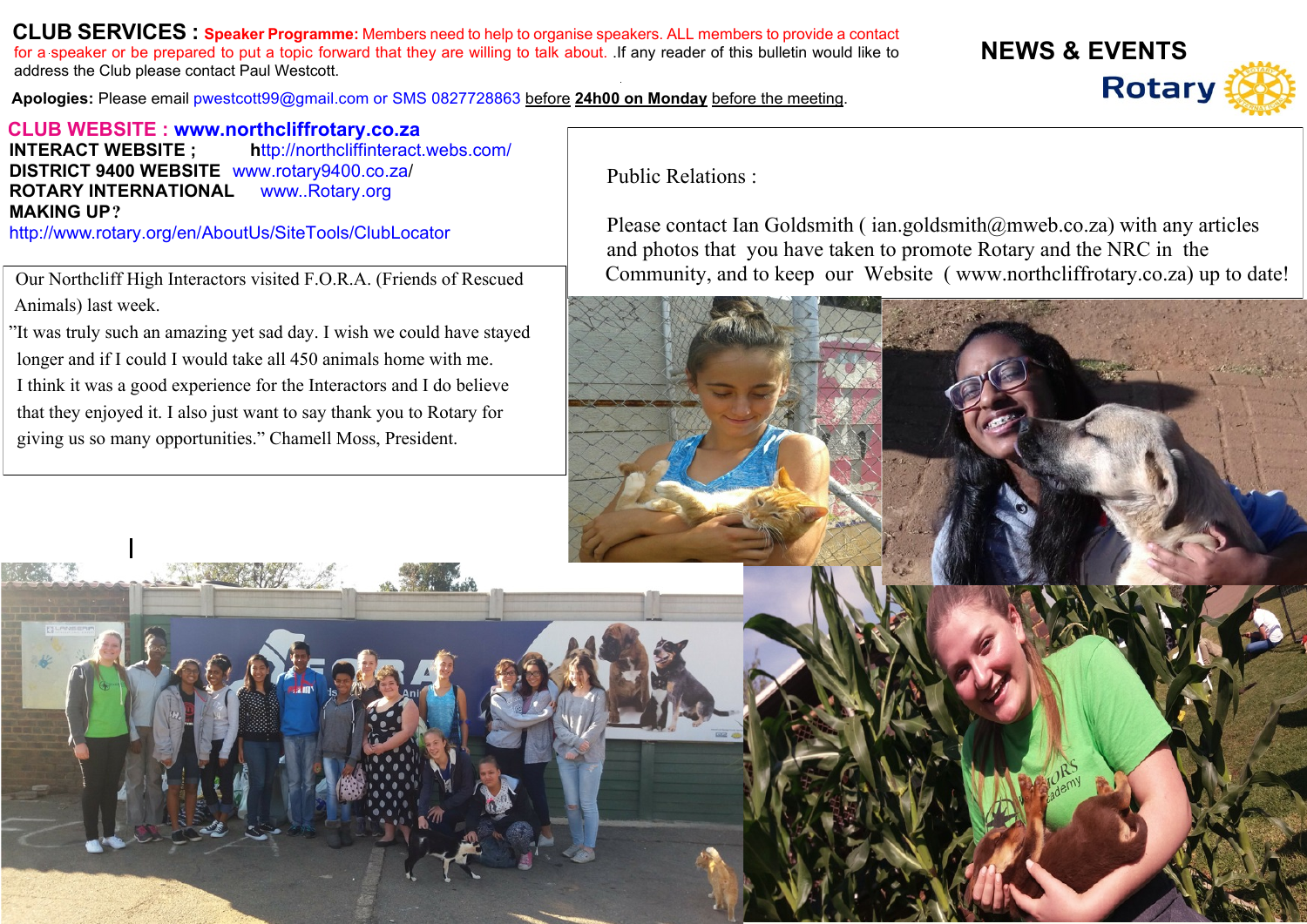**CLUB SERVICES :** **Speaker Programme:** Members need to help to organise speakers. ALL members to provide a contact for a speaker or be prepared to put a topic forward that they are willing to talk about. .If any reader of this bulletin would like to address the Club please contact Paul Westcott.

**Apologies:** Please email pwestcott99@gmail.com or SMS 0827728863 before **24h00 on Monday** before the meeting.

# NEWS & EVENTS

Rotary

**CLUB WEBSITE : www.northcliffrotary.co.za**

**INTERACT WEBSITE ;** http://northcliffinteract.webs.com/

**DISTRICT 9400 WEBSITE** www.rotary9400.co.za/

**ROTARY INTERNATIONAL** www..Rotary.org

**MAKING UP?**

http://www.rotary.org/en/AboutUs/SiteTools/ClubLocator

Public Relations :

Please contact Ian Goldsmith ( ian.goldsmith@mweb.co.za) with any articles and photos that you have taken to promote Rotary and the NRC in the Community, and to keep our Website ( www.northcliffrotary.co.za) up to date!

Our Northcliff High Interactors visited F.O.R.A. (Friends of Rescued Animals) last week.

"It was truly such an amazing yet sad day. I wish we could have stayed longer and if I could I would take all 450 animals home with me. I think it was a good experience for the Interactors and I do believe that they enjoyed it. I also just want to say thank you to Rotary for giving us so many opportunities." Chamell Moss, President.